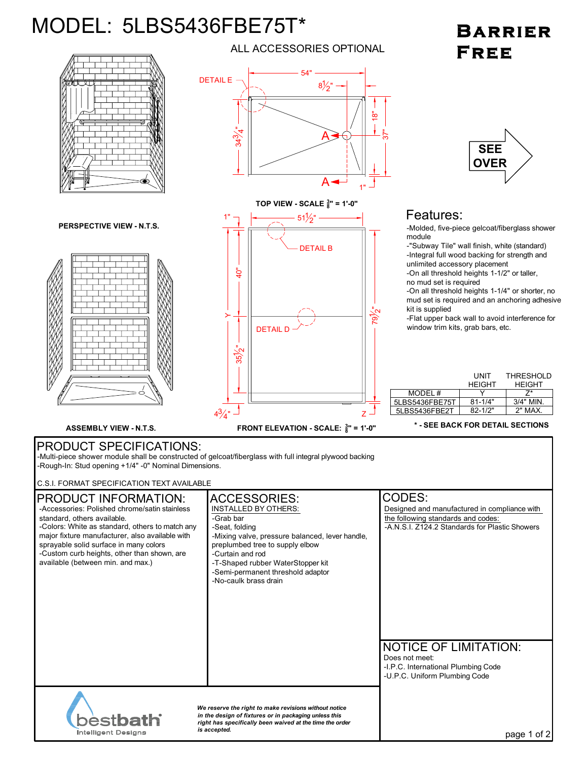# MODEL: 5LBS5436FBE75T*

**Barrier Free**

ALL ACCESSORIES OPTIONAL

SEE OVER

DETAIL E

54"

8½"

18"

34¾"

37"

A

A

1"

**TOP VIEW - SCALE ⅜" = 1'-0"**

**PERSPECTIVE VIEW - N.T.S.**

1"

51½"

DETAIL B

40"

Y

79½"

DETAIL D

35½"

4¾"

Z

**ASSEMBLY VIEW - N.T.S.**

**FRONT ELEVATION - SCALE: ⅜" = 1'-0"**

## Features:

- -Molded, five-piece gelcoat/fiberglass shower module
- -"Subway Tile" wall finish, white (standard)
- -Integral full wood backing for strength and unlimited accessory placement
- -On all threshold heights 1-1/2" or taller, no mud set is required
- -On all threshold heights 1-1/4" or shorter, no mud set is required and an anchoring adhesive kit is supplied
- -Flat upper back wall to avoid interference for window trim kits, grab bars, etc.

| MODEL # | UNIT HEIGHT Y | THRESHOLD HEIGHT Z* |
|---|---|---|
| 5LBS5436FBE75T | 81-1/4" | 3/4" MIN. |
| 5LBS5436FBE2T | 82-1/2" | 2" MAX. |

**\* - SEE BACK FOR DETAIL SECTIONS**

## PRODUCT SPECIFICATIONS:

-Multi-piece shower module shall be constructed of gelcoat/fiberglass with full integral plywood backing
-Rough-In: Stud opening +1/4" -0" Nominal Dimensions.

C.S.I. FORMAT SPECIFICATION TEXT AVAILABLE

## PRODUCT INFORMATION:

- -Accessories: Polished chrome/satin stainless standard, others available.
- -Colors: White as standard, others to match any major fixture manufacturer, also available with sprayable solid surface in many colors
- -Custom curb heights, other than shown, are available (between min. and max.)

## ACCESSORIES:

INSTALLED BY OTHERS:

- -Grab bar
- -Seat, folding
- -Mixing valve, pressure balanced, lever handle, preplumbed tree to supply elbow
- -Curtain and rod
- -T-Shaped rubber WaterStopper kit
- -Semi-permanent threshold adaptor
- -No-caulk brass drain

## CODES:

Designed and manufactured in compliance with the following standards and codes:

-A.N.S.I. Z124.2 Standards for Plastic Showers

## NOTICE OF LIMITATION:

Does not meet:

- -I.P.C. International Plumbing Code
- -U.P.C. Uniform Plumbing Code

bestbath Intelligent Designs

*We reserve the right to make revisions without notice in the design of fixtures or in packaging unless this right has specifically been waived at the time the order is accepted.*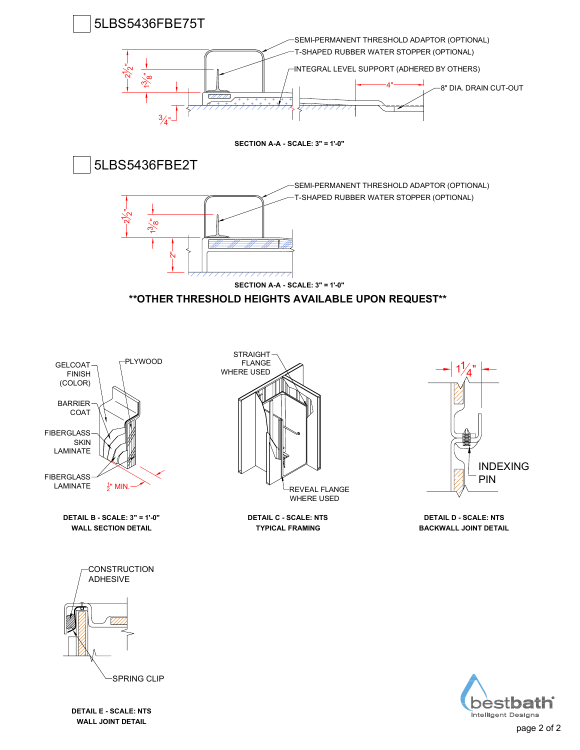☐ 5LBS5436FBE75T

SEMI-PERMANENT THRESHOLD ADAPTOR (OPTIONAL)

T-SHAPED RUBBER WATER STOPPER (OPTIONAL)

INTEGRAL LEVEL SUPPORT (ADHERED BY OTHERS)

8" DIA. DRAIN CUT-OUT

2 1/2"

1 3/8"

3/4"

4"

**SECTION A-A - SCALE: 3" = 1'-0"**

☐ 5LBS5436FBE2T

SEMI-PERMANENT THRESHOLD ADAPTOR (OPTIONAL)

T-SHAPED RUBBER WATER STOPPER (OPTIONAL)

2 1/2"

1 3/8"

2"

**SECTION A-A - SCALE: 3" = 1'-0"**

**\*\*OTHER THRESHOLD HEIGHTS AVAILABLE UPON REQUEST\*\***

GELCOAT FINISH (COLOR)

PLYWOOD

BARRIER COAT

FIBERGLASS SKIN LAMINATE

FIBERGLASS LAMINATE

1/2" MIN.

**DETAIL B - SCALE: 3" = 1'-0"**
**WALL SECTION DETAIL**

STRAIGHT FLANGE WHERE USED

REVEAL FLANGE WHERE USED

**DETAIL C - SCALE: NTS**
**TYPICAL FRAMING**

1 1/4"

INDEXING PIN

**DETAIL D - SCALE: NTS**
**BACKWALL JOINT DETAIL**

CONSTRUCTION ADHESIVE

SPRING CLIP

**DETAIL E - SCALE: NTS**
**WALL JOINT DETAIL**

bestbath
Intelligent Designs